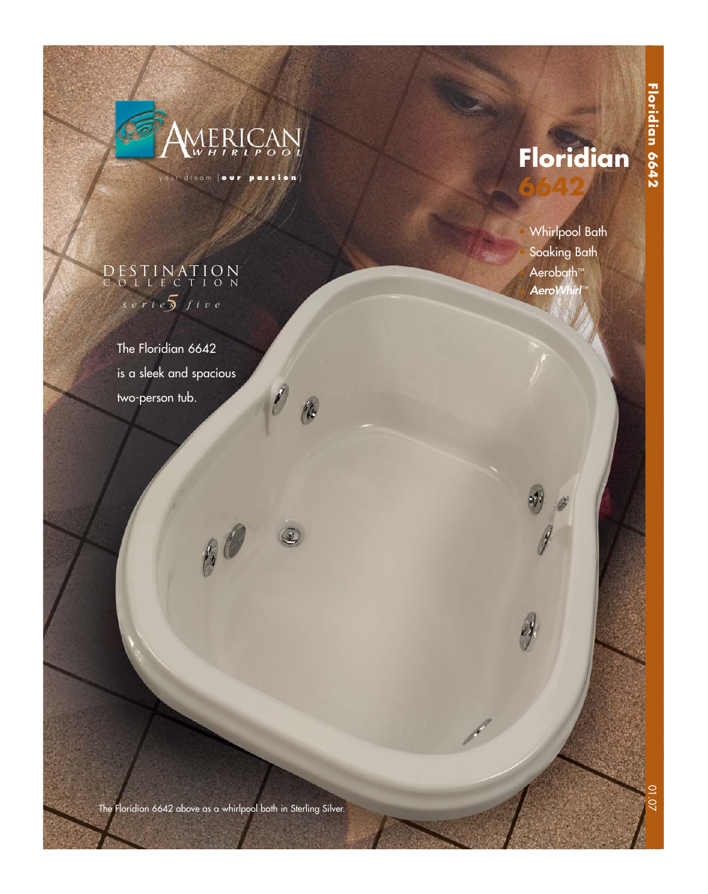AMERICAN WHIRLPOOL

your dream [**our passion**]

DESTINATION COLLECTION

*series 5 five*

# Floridian 6642

- Whirlpool Bath
- Soaking Bath
- Aerobath™
- *AeroWhirl*™

The Floridian 6642 is a sleek and spacious two-person tub.

The Floridian 6642 above as a whirlpool bath in Sterling Silver.

01.07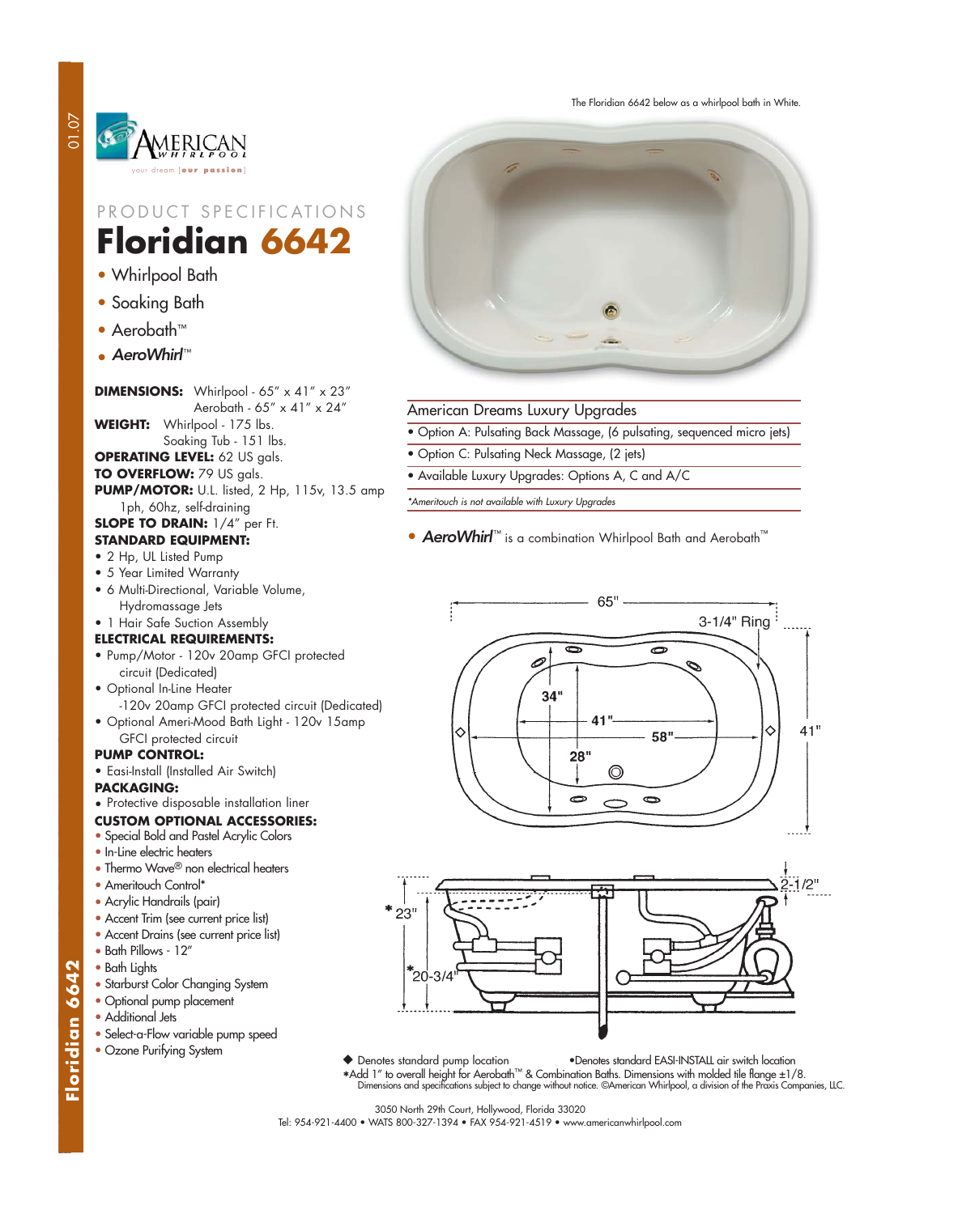01.07

AMERICAN WHIRLPOOL

your dream [our passion]

PRODUCT SPECIFICATIONS

# Floridian 6642

- Whirlpool Bath
- Soaking Bath
- Aerobath™
- *AeroWhirl*™

**DIMENSIONS:** Whirlpool - 65" x 41" x 23"
Aerobath - 65" x 41" x 24"

**WEIGHT:** Whirlpool - 175 lbs.
Soaking Tub - 151 lbs.

**OPERATING LEVEL:** 62 US gals.

**TO OVERFLOW:** 79 US gals.

**PUMP/MOTOR:** U.L. listed, 2 Hp, 115v, 13.5 amp 1ph, 60hz, self-draining

**SLOPE TO DRAIN:** 1/4" per Ft.

**STANDARD EQUIPMENT:**

- 2 Hp, UL Listed Pump
- 5 Year Limited Warranty
- 6 Multi-Directional, Variable Volume, Hydromassage Jets
- 1 Hair Safe Suction Assembly

**ELECTRICAL REQUIREMENTS:**

- Pump/Motor - 120v 20amp GFCI protected circuit (Dedicated)
- Optional In-Line Heater -120v 20amp GFCI protected circuit (Dedicated)
- Optional Ameri-Mood Bath Light - 120v 15amp GFCI protected circuit

**PUMP CONTROL:**

- Easi-Install (Installed Air Switch)

**PACKAGING:**

- Protective disposable installation liner

**CUSTOM OPTIONAL ACCESSORIES:**

- Special Bold and Pastel Acrylic Colors
- In-Line electric heaters
- Thermo Wave® non electrical heaters
- Ameritouch Control*
- Acrylic Handrails (pair)
- Accent Trim (see current price list)
- Accent Drains (see current price list)
- Bath Pillows - 12"
- Bath Lights
- Starburst Color Changing System
- Optional pump placement
- Additional Jets
- Select-a-Flow variable pump speed
- Ozone Purifying System

The Floridian 6642 below as a whirlpool bath in White.

## American Dreams Luxury Upgrades

- Option A: Pulsating Back Massage, (6 pulsating, sequenced micro jets)
- Option C: Pulsating Neck Massage, (2 jets)
- Available Luxury Upgrades: Options A, C and A/C

*\*Ameritouch is not available with Luxury Upgrades*

- *AeroWhirl*™ is a combination Whirlpool Bath and Aerobath™

65"
3-1/4" Ring
34"
41"
58"
28"
41"

*23"
*20-3/4"
2-1/2"

◆ Denotes standard pump location •Denotes standard EASI-INSTALL air switch location
*Add 1" to overall height for Aerobath™ & Combination Baths. Dimensions with molded tile flange ±1/8.
Dimensions and specifications subject to change without notice. ©American Whirlpool, a division of the Praxis Companies, LLC.

3050 North 29th Court, Hollywood, Florida 33020
Tel: 954-921-4400 • WATS 800-327-1394 • FAX 954-921-4519 • www.americanwhirlpool.com

Floridian 6642